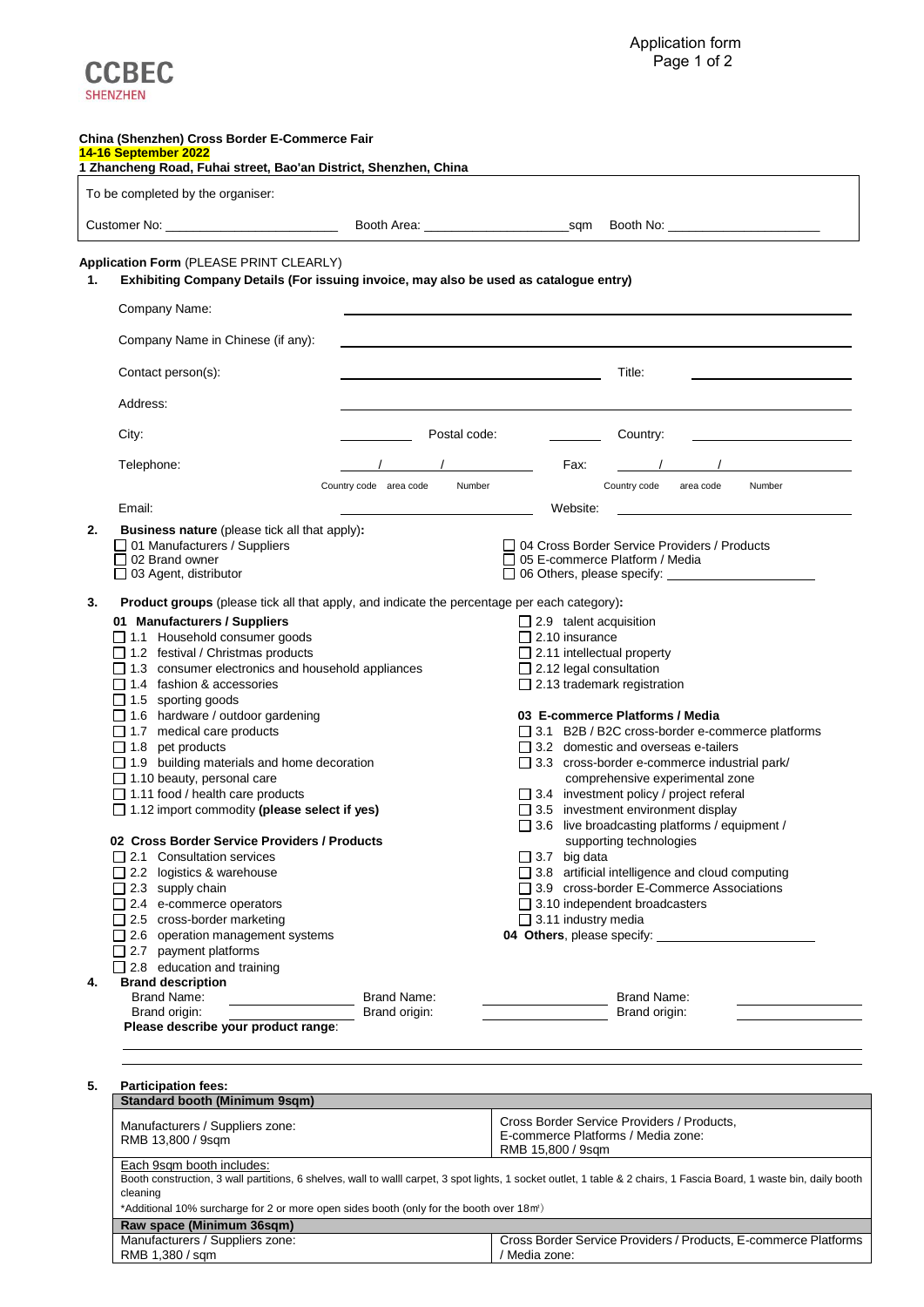**CCBEC**
SHENZHEN

Application form

**China (Shenzhen) Cross Border E-Commerce Fair**
**14-16 September 2022**
**1 Zhancheng Road, Fuhai street, Bao'an District, Shenzhen, China**

To be completed by the organiser:

Customer No: ______________________ Booth Area: ____________________ sqm Booth No: ____________________

**Application Form** (PLEASE PRINT CLEARLY)

**1. Exhibiting Company Details (For issuing invoice, may also be used as catalogue entry)**

Company Name: ______________________

Company Name in Chinese (if any): ______________________

Contact person(s): ______________________ Title: ______________________

Address: ______________________

City: __________ Postal code: __________ Country: ______________________

Telephone: ____ / ____ / ______ (Country code / area code / Number) Fax: ____ / ____ / ______ (Country code / area code / Number)

Email: ______________________ Website: ______________________

**2. Business nature** (please tick all that apply)**:**

- ☐ 01 Manufacturers / Suppliers
- ☐ 02 Brand owner
- ☐ 03 Agent, distributor
- ☐ 04 Cross Border Service Providers / Products
- ☐ 05 E-commerce Platform / Media
- ☐ 06 Others, please specify: ______________________

**3. Product groups** (please tick all that apply, and indicate the percentage per each category)**:**

**01 Manufacturers / Suppliers**

- ☐ 1.1 Household consumer goods
- ☐ 1.2 festival / Christmas products
- ☐ 1.3 consumer electronics and household appliances
- ☐ 1.4 fashion & accessories
- ☐ 1.5 sporting goods
- ☐ 1.6 hardware / outdoor gardening
- ☐ 1.7 medical care products
- ☐ 1.8 pet products
- ☐ 1.9 building materials and home decoration
- ☐ 1.10 beauty, personal care
- ☐ 1.11 food / health care products
- ☐ 1.12 import commodity **(please select if yes)**

**02 Cross Border Service Providers / Products**

- ☐ 2.1 Consultation services
- ☐ 2.2 logistics & warehouse
- ☐ 2.3 supply chain
- ☐ 2.4 e-commerce operators
- ☐ 2.5 cross-border marketing
- ☐ 2.6 operation management systems
- ☐ 2.7 payment platforms
- ☐ 2.8 education and training
- ☐ 2.9 talent acquisition
- ☐ 2.10 insurance
- ☐ 2.11 intellectual property
- ☐ 2.12 legal consultation
- ☐ 2.13 trademark registration

**03 E-commerce Platforms / Media**

- ☐ 3.1 B2B / B2C cross-border e-commerce platforms
- ☐ 3.2 domestic and overseas e-tailers
- ☐ 3.3 cross-border e-commerce industrial park/ comprehensive experimental zone
- ☐ 3.4 investment policy / project referal
- ☐ 3.5 investment environment display
- ☐ 3.6 live broadcasting platforms / equipment / supporting technologies
- ☐ 3.7 big data
- ☐ 3.8 artificial intelligence and cloud computing
- ☐ 3.9 cross-border E-Commerce Associations
- ☐ 3.10 independent broadcasters
- ☐ 3.11 industry media

**04 Others**, please specify: ______________________

**4. Brand description**

| Brand Name: ________ | Brand Name: ________ | Brand Name: ________ |
|---|---|---|
| Brand origin: ________ | Brand origin: ________ | Brand origin: ________ |

**Please describe your product range**:

______________________

**5. Participation fees:**

| **Standard booth (Minimum 9sqm)** | |
|---|---|
| Manufacturers / Suppliers zone: RMB 13,800 / 9sqm | Cross Border Service Providers / Products, E-commerce Platforms / Media zone: RMB 15,800 / 9sqm |
| Each 9sqm booth includes: Booth construction, 3 wall partitions, 6 shelves, wall to walll carpet, 3 spot lights, 1 socket outlet, 1 table & 2 chairs, 1 Fascia Board, 1 waste bin, daily booth cleaning *Additional 10% surcharge for 2 or more open sides booth (only for the booth over 18㎡) | |
| **Raw space (Minimum 36sqm)** | |
| Manufacturers / Suppliers zone: RMB 1,380 / sqm | Cross Border Service Providers / Products, E-commerce Platforms / Media zone: |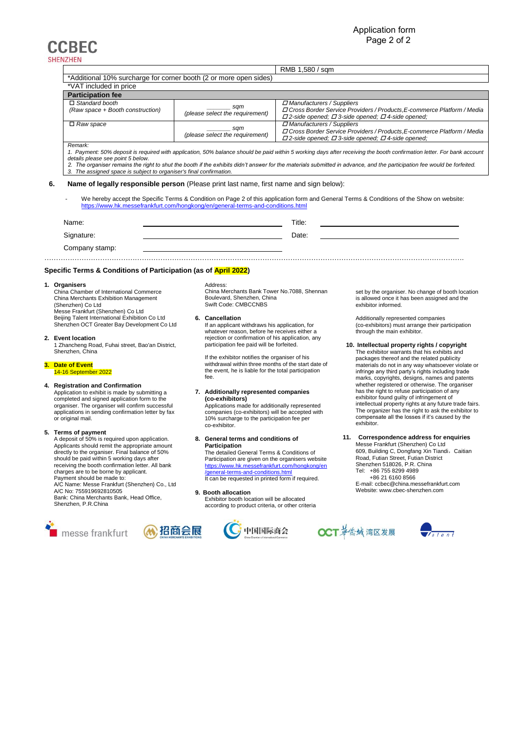| | | |
|---|---|---|
| | | RMB 1,580 / sqm |
| *Additional 10% surcharge for corner booth (2 or more open sides) | | |
| *VAT included in price | | |
| **Participation fee** | | |
| ☐ *Standard booth* *(Raw space + Booth construction)* | _______ *sqm* *(please select the requirement)* | ☐ *Manufacturers / Suppliers* ☐ *Cross Border Service Providers / Products,E-commerce Platform / Media* ☐ *2-side opened;* ☐ *3-side opened;* ☐ *4-side opened;* |
| ☐ *Raw space* | _______ *sqm* *(please select the requirement)* | ☐ *Manufacturers / Suppliers* ☐ *Cross Border Service Providers / Products,E-commerce Platform / Media* ☐ *2-side opened;* ☐ *3-side opened;* ☐ *4-side opened;* |

*Remark:*
*1. Payment: 50% deposit is required with application, 50% balance should be paid within 5 working days after receiving the booth confirmation letter. For bank account details please see point 5 below.*
*2. The organiser remains the right to shut the booth if the exhibits didn't answer for the materials submitted in advance, and the participation fee would be forfeited.*
*3. The assigned space is subject to organiser's final confirmation.*

**6. Name of legally responsible person** (Please print last name, first name and sign below):

- We hereby accept the Specific Terms & Condition on Page 2 of this application form and General Terms & Conditions of the Show on website: https://www.hk.messefrankfurt.com/hongkong/en/general-terms-and-conditions.html

Name: ______________________ Title: ______________________

Signature: ______________________ Date: ______________________

Company stamp: ______________________

## Specific Terms & Conditions of Participation (as of April 2022)

**1. Organisers**
China Chamber of International Commerce
China Merchants Exhibition Management (Shenzhen) Co Ltd
Messe Frankfurt (Shenzhen) Co Ltd
Beijing Talent International Exhibition Co Ltd
Shenzhen OCT Greater Bay Development Co Ltd

**2. Event location**
1 Zhancheng Road, Fuhai street, Bao'an District, Shenzhen, China

**3. Date of Event**
14-16 September 2022

**4. Registration and Confirmation**
Application to exhibit is made by submitting a completed and signed application form to the organiser. The organiser will confirm successful applications in sending confirmation letter by fax or original mail.

**5. Terms of payment**
A deposit of 50% is required upon application. Applicants should remit the appropriate amount directly to the organiser. Final balance of 50% should be paid within 5 working days after receiving the booth confirmation letter. All bank charges are to be borne by applicant.
Payment should be made to:
A/C Name: Messe Frankfurt (Shenzhen) Co., Ltd
A/C No: 755919692810505
Bank: China Merchants Bank, Head Office, Shenzhen, P.R.China
Address:
China Merchants Bank Tower No.7088, Shennan Boulevard, Shenzhen, China
Swift Code: CMBCCNBS

**6. Cancellation**
If an applicant withdraws his application, for whatever reason, before he receives either a rejection or confirmation of his application, any participation fee paid will be forfeited.

If the exhibitor notifies the organiser of his withdrawal within three months of the start date of the event, he is liable for the total participation fee.

**7. Additionally represented companies (co-exhibitors)**
Applications made for additionally represented companies (co-exhibitors) will be accepted with 10% surcharge to the participation fee per co-exhibitor.

**8. General terms and conditions of Participation**
The detailed General Terms & Conditions of Participation are given on the organisers website https://www.hk.messefrankfurt.com/hongkong/en/general-terms-and-conditions.html
It can be requested in printed form if required.

**9. Booth allocation**
Exhibitor booth location will be allocated according to product criteria, or other criteria set by the organiser. No change of booth location is allowed once it has been assigned and the exhibitor informed.

Additionally represented companies (co-exhibitors) must arrange their participation through the main exhibitor.

**10. Intellectual property rights / copyright**
The exhibitor warrants that his exhibits and packages thereof and the related publicity materials do not in any way whatsoever violate or infringe any third party's rights including trade marks, copyrights, designs, names and patents whether registered or otherwise. The organiser has the right to refuse participation of any exhibitor found guilty of infringement of intellectual property rights at any future trade fairs. The organizer has the right to ask the exhibitor to compensate all the losses if it's caused by the exhibitor.

**11. Correspondence address for enquiries**
Messe Frankfurt (Shenzhen) Co Ltd
609, Building C, Dongfang Xin Tiandi，Caitian Road, Futian Street, Futian District
Shenzhen 518026, P.R. China
Tel: +86 755 8299 4989
+86 21 6160 8566
E-mail: ccbec@china.messefrankfurt.com
Website: www.cbec-shenzhen.com